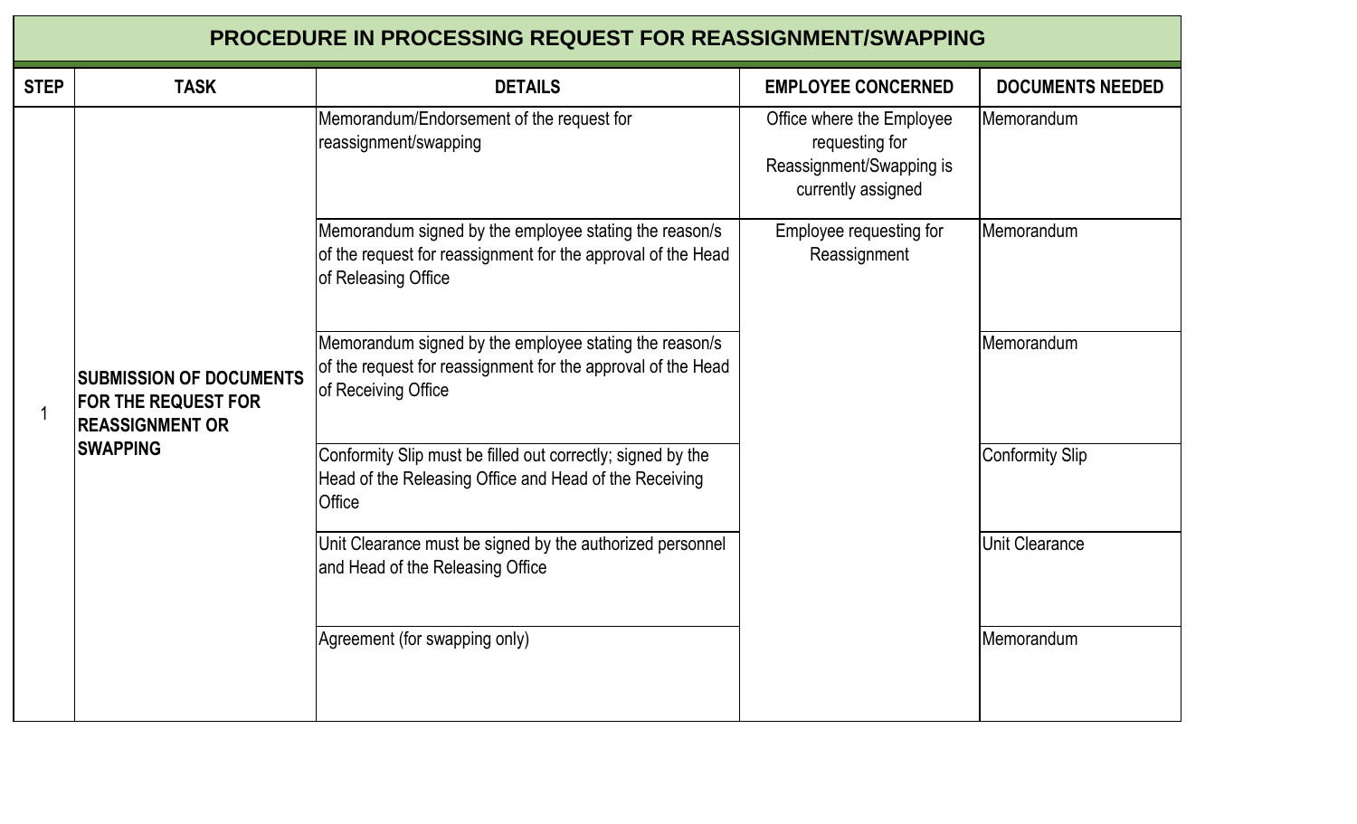# PROCEDURE IN PROCESSING REQUEST FOR REASSIGNMENT/SWAPPING

| STEP | TASK | DETAILS | EMPLOYEE CONCERNED | DOCUMENTS NEEDED |
|---|---|---|---|---|
| 1 | **SUBMISSION OF DOCUMENTS FOR THE REQUEST FOR REASSIGNMENT OR SWAPPING** | Memorandum/Endorsement of the request for reassignment/swapping | Office where the Employee requesting for Reassignment/Swapping is currently assigned | Memorandum |
| | | Memorandum signed by the employee stating the reason/s of the request for reassignment for the approval of the Head of Releasing Office | Employee requesting for Reassignment | Memorandum |
| | | Memorandum signed by the employee stating the reason/s of the request for reassignment for the approval of the Head of Receiving Office | | Memorandum |
| | | Conformity Slip must be filled out correctly; signed by the Head of the Releasing Office and Head of the Receiving Office | | Conformity Slip |
| | | Unit Clearance must be signed by the authorized personnel and Head of the Releasing Office | | Unit Clearance |
| | | Agreement (for swapping only) | | Memorandum |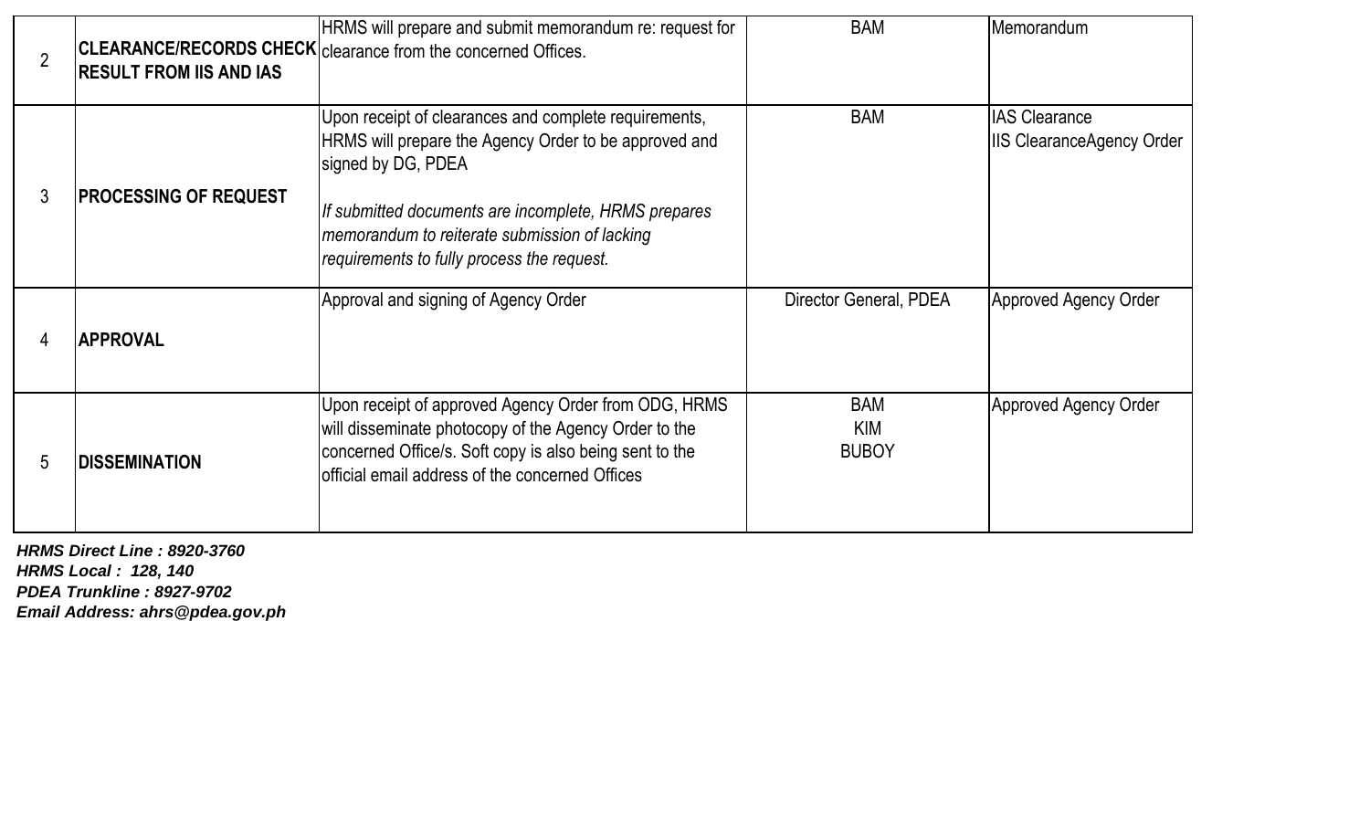| | | | | |
|---|---|---|---|---|
| 2 | **CLEARANCE/RECORDS CHECK RESULT FROM IIS AND IAS** | HRMS will prepare and submit memorandum re: request for clearance from the concerned Offices. | BAM | Memorandum |
| 3 | **PROCESSING OF REQUEST** | Upon receipt of clearances and complete requirements, HRMS will prepare the Agency Order to be approved and signed by DG, PDEA<br><br>*If submitted documents are incomplete, HRMS prepares memorandum to reiterate submission of lacking requirements to fully process the request.* | BAM | IAS Clearance<br>IIS ClearanceAgency Order |
| 4 | **APPROVAL** | Approval and signing of Agency Order | Director General, PDEA | Approved Agency Order |
| 5 | **DISSEMINATION** | Upon receipt of approved Agency Order from ODG, HRMS will disseminate photocopy of the Agency Order to the concerned Office/s. Soft copy is also being sent to the official email address of the concerned Offices | BAM<br>KIM<br>BUBOY | Approved Agency Order |

***HRMS Direct Line : 8920-3760***
***HRMS Local : 128, 140***
***PDEA Trunkline : 8927-9702***
***Email Address: ahrs@pdea.gov.ph***